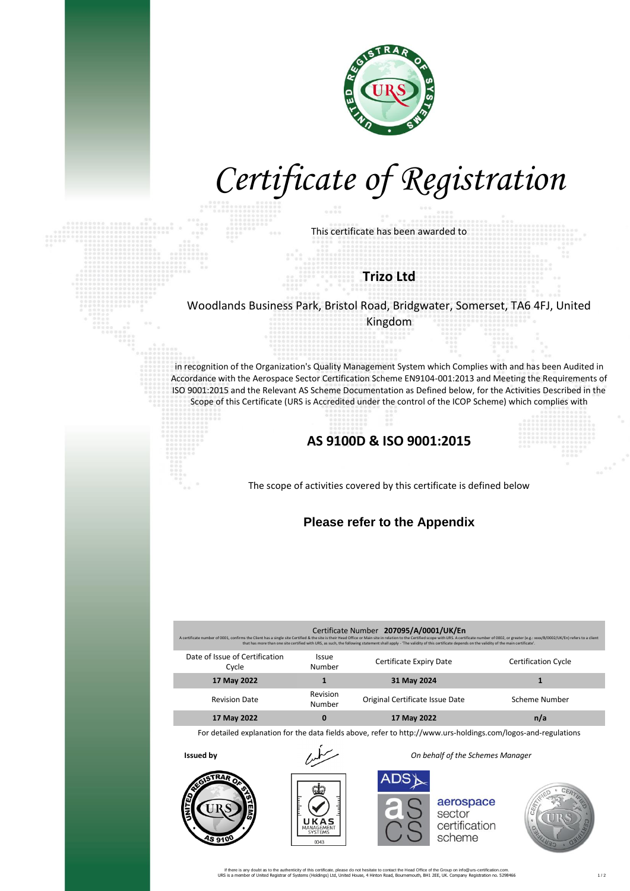# Certificate of Registration

This certificate has been awarded to

## Trizo Ltd

Woodlands Business Park, Bristol Road, Bridgwater, Somerset, TA6 4FJ, United Kingdom

in recognition of the Organization's Quality Management System which Complies with and has been Audited in Accordance with the Aerospace Sector Certification Scheme EN9104-001:2013 and Meeting the Requirements of ISO 9001:2015 and the Relevant AS Scheme Documentation as Defined below, for the Activities Described in the Scope of this Certificate (URS is Accredited under the control of the ICOP Scheme) which complies with

## AS 9100D & ISO 9001:2015

The scope of activities covered by this certificate is defined below

### Please refer to the Appendix

Certificate Number **207095/A/0001/UK/En**

A certificate number of 0001, confirms the Client has a single site Certified & the site is their Head Office or Main site in relation to the Certified scope with URS. A certificate number of 0002, or greater (e.g.: xxxx/B/0002/UK/En) refers to a client that has more than one site certified with URS, as such, the following statement shall apply - 'The validity of this certificate depends on the validity of the main certificate'.

| Date of Issue of Certification Cycle | Issue Number | Certificate Expiry Date | Certification Cycle |
|---|---|---|---|
| **17 May 2022** | **1** | **31 May 2024** | **1** |
| Revision Date | Revision Number | Original Certificate Issue Date | Scheme Number |
| **17 May 2022** | **0** | **17 May 2022** | **n/a** |

For detailed explanation for the data fields above, refer to http://www.urs-holdings.com/logos-and-regulations

**Issued by** *On behalf of the Schemes Manager*

If there is any doubt as to the authenticity of this certificate, please do not hesitate to contact the Head Office of the Group on info@urs-certification.com.
URS is a member of United Registrar of Systems (Holdings) Ltd, United House, 4 Hinton Road, Bournemouth, BH1 2EE, UK. Company Registration no. 5298466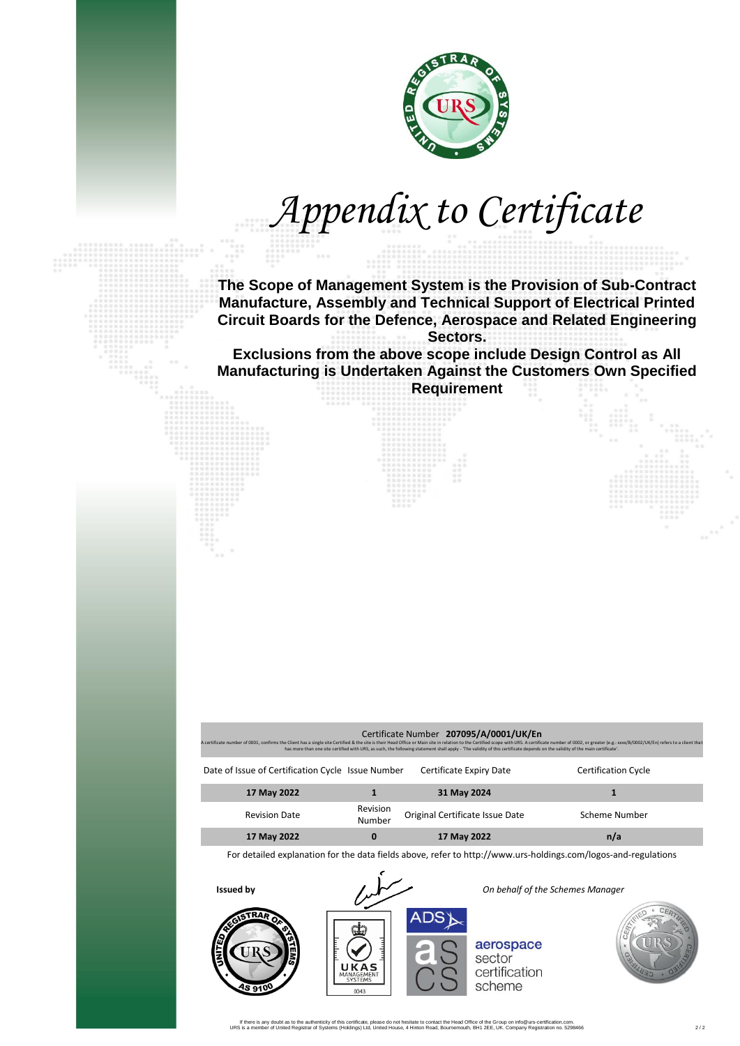# Appendix to Certificate

**The Scope of Management System is the Provision of Sub-Contract Manufacture, Assembly and Technical Support of Electrical Printed Circuit Boards for the Defence, Aerospace and Related Engineering Sectors.**

**Exclusions from the above scope include Design Control as All Manufacturing is Undertaken Against the Customers Own Specified Requirement**

Certificate Number **207095/A/0001/UK/En**

A certificate number of 0001, confirms the Client has a single site Certified & the site is their Head Office or Main site in relation to the Certified scope with URS. A certificate number of 0002, or greater (e.g.: xxxx/B/0002/UK/En) refers to a client that has more than one site certified with URS, as such, the following statement shall apply - 'The validity of this certificate depends on the validity of the main certificate'.

| Date of Issue of Certification Cycle | Issue Number | Certificate Expiry Date | Certification Cycle |
|---|---|---|---|
| **17 May 2022** | **1** | **31 May 2024** | **1** |
| Revision Date | Revision Number | Original Certificate Issue Date | Scheme Number |
| **17 May 2022** | **0** | **17 May 2022** | **n/a** |

For detailed explanation for the data fields above, refer to http://www.urs-holdings.com/logos-and-regulations

**Issued by**

*On behalf of the Schemes Manager*

If there is any doubt as to the authenticity of this certificate, please do not hesitate to contact the Head Office of the Group on info@urs-certification.com.
URS is a member of United Registrar of Systems (Holdings) Ltd, United House, 4 Hinton Road, Bournemouth, BH1 2EE, UK. Company Registration no. 5298466